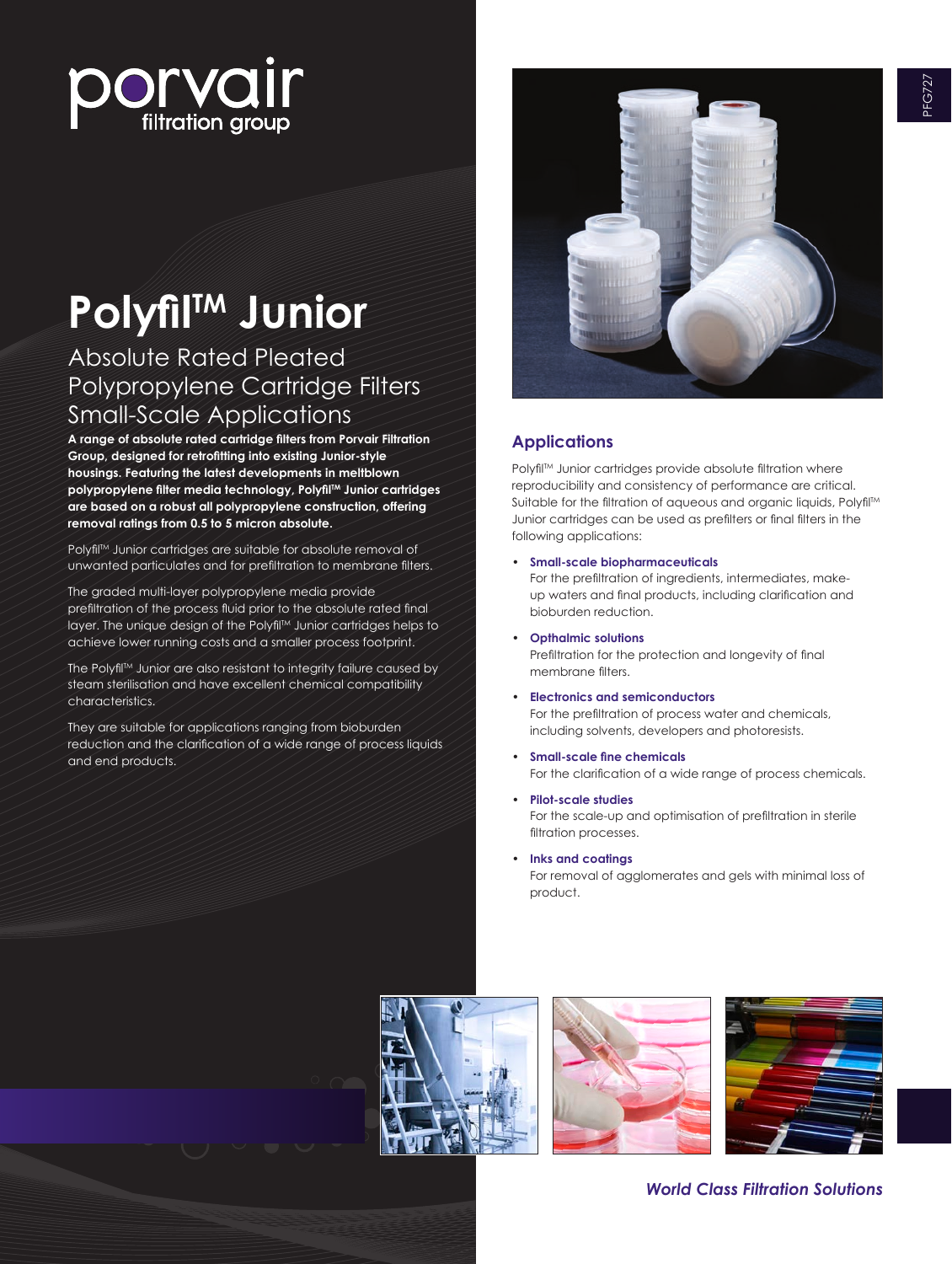porvair filtration group

# Polyfil™ Junior

## Absolute Rated Pleated Polypropylene Cartridge Filters Small-Scale Applications

**A range of absolute rated cartridge filters from Porvair Filtration Group, designed for retrofitting into existing Junior-style housings. Featuring the latest developments in meltblown polypropylene filter media technology, Polyfil™ Junior cartridges are based on a robust all polypropylene construction, offering removal ratings from 0.5 to 5 micron absolute.**

Polyfil™ Junior cartridges are suitable for absolute removal of unwanted particulates and for prefiltration to membrane filters.

The graded multi-layer polypropylene media provide prefiltration of the process fluid prior to the absolute rated final layer. The unique design of the Polyfil™ Junior cartridges helps to achieve lower running costs and a smaller process footprint.

The Polyfil™ Junior are also resistant to integrity failure caused by steam sterilisation and have excellent chemical compatibility characteristics.

They are suitable for applications ranging from bioburden reduction and the clarification of a wide range of process liquids and end products.

## Applications

Polyfil™ Junior cartridges provide absolute filtration where reproducibility and consistency of performance are critical. Suitable for the filtration of aqueous and organic liquids, Polyfil™ Junior cartridges can be used as prefilters or final filters in the following applications:

- **Small-scale biopharmaceuticals**
  For the prefiltration of ingredients, intermediates, make-up waters and final products, including clarification and bioburden reduction.
- **Opthalmic solutions**
  Prefiltration for the protection and longevity of final membrane filters.
- **Electronics and semiconductors**
  For the prefiltration of process water and chemicals, including solvents, developers and photoresists.
- **Small-scale fine chemicals**
  For the clarification of a wide range of process chemicals.
- **Pilot-scale studies**
  For the scale-up and optimisation of prefiltration in sterile filtration processes.
- **Inks and coatings**
  For removal of agglomerates and gels with minimal loss of product.

*World Class Filtration Solutions*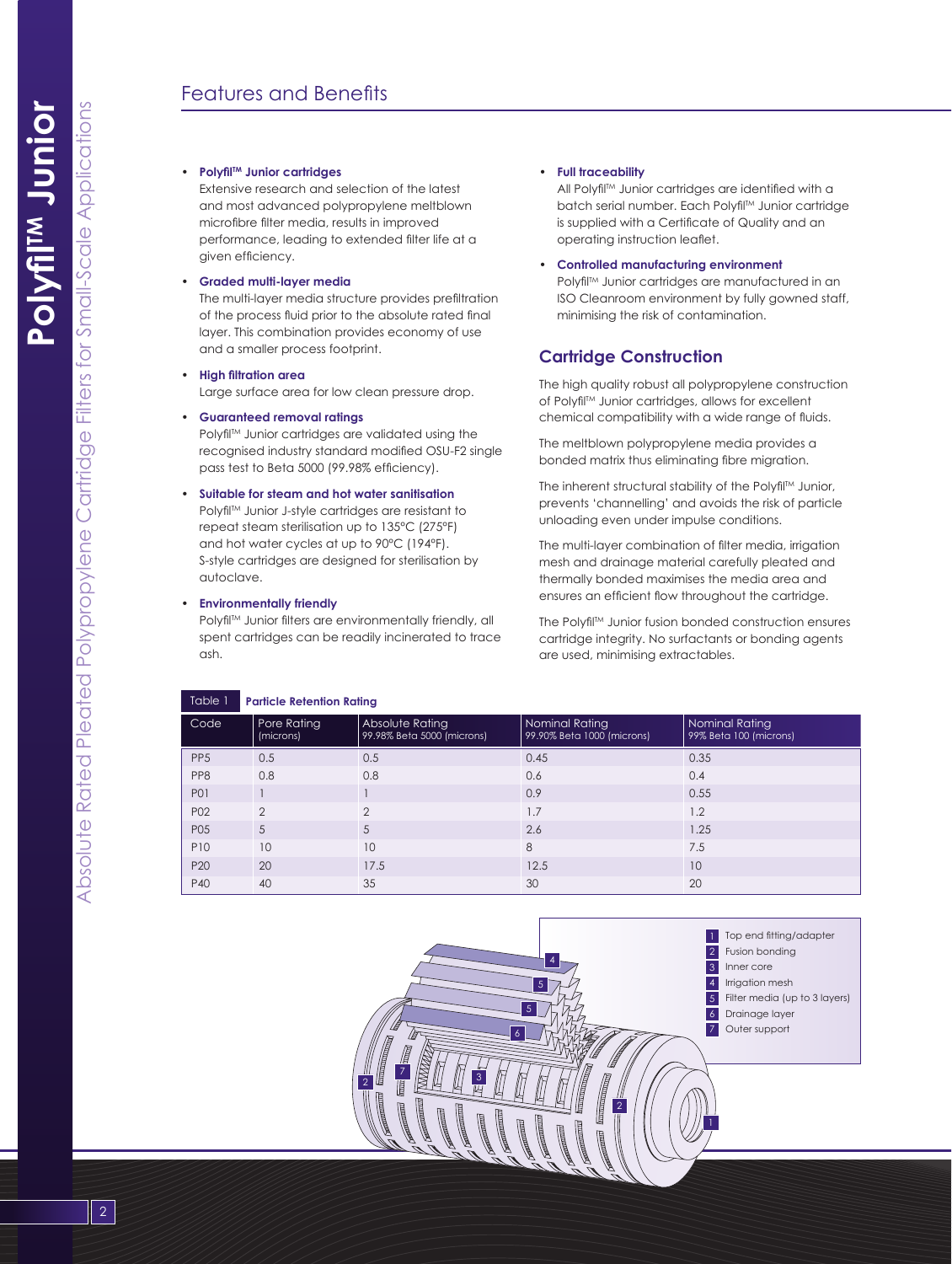## Features and Benefits

- **Polyfil™ Junior cartridges**
  Extensive research and selection of the latest and most advanced polypropylene meltblown microfibre filter media, results in improved performance, leading to extended filter life at a given efficiency.

- **Graded multi-layer media**
  The multi-layer media structure provides prefiltration of the process fluid prior to the absolute rated final layer. This combination provides economy of use and a smaller process footprint.

- **High filtration area**
  Large surface area for low clean pressure drop.

- **Guaranteed removal ratings**
  Polyfil™ Junior cartridges are validated using the recognised industry standard modified OSU-F2 single pass test to Beta 5000 (99.98% efficiency).

- **Suitable for steam and hot water sanitisation**
  Polyfil™ Junior J-style cartridges are resistant to repeat steam sterilisation up to 135°C (275°F) and hot water cycles at up to 90°C (194°F). S-style cartridges are designed for sterilisation by autoclave.

- **Environmentally friendly**
  Polyfil™ Junior filters are environmentally friendly, all spent cartridges can be readily incinerated to trace ash.

- **Full traceability**
  All Polyfil™ Junior cartridges are identified with a batch serial number. Each Polyfil™ Junior cartridge is supplied with a Certificate of Quality and an operating instruction leaflet.

- **Controlled manufacturing environment**
  Polyfil™ Junior cartridges are manufactured in an ISO Cleanroom environment by fully gowned staff, minimising the risk of contamination.

### Cartridge Construction

The high quality robust all polypropylene construction of Polyfil™ Junior cartridges, allows for excellent chemical compatibility with a wide range of fluids.

The meltblown polypropylene media provides a bonded matrix thus eliminating fibre migration.

The inherent structural stability of the Polyfil™ Junior, prevents 'channelling' and avoids the risk of particle unloading even under impulse conditions.

The multi-layer combination of filter media, irrigation mesh and drainage material carefully pleated and thermally bonded maximises the media area and ensures an efficient flow throughout the cartridge.

The Polyfil™ Junior fusion bonded construction ensures cartridge integrity. No surfactants or bonding agents are used, minimising extractables.

**Table 1 Particle Retention Rating**

| Code | Pore Rating (microns) | Absolute Rating 99.98% Beta 5000 (microns) | Nominal Rating 99.90% Beta 1000 (microns) | Nominal Rating 99% Beta 100 (microns) |
|---|---|---|---|---|
| PP5 | 0.5 | 0.5 | 0.45 | 0.35 |
| PP8 | 0.8 | 0.8 | 0.6 | 0.4 |
| P01 | 1 | 1 | 0.9 | 0.55 |
| P02 | 2 | 2 | 1.7 | 1.2 |
| P05 | 5 | 5 | 2.6 | 1.25 |
| P10 | 10 | 10 | 8 | 7.5 |
| P20 | 20 | 17.5 | 12.5 | 10 |
| P40 | 40 | 35 | 30 | 20 |

1. Top end fitting/adapter
2. Fusion bonding
3. Inner core
4. Irrigation mesh
5. Filter media (up to 3 layers)
6. Drainage layer
7. Outer support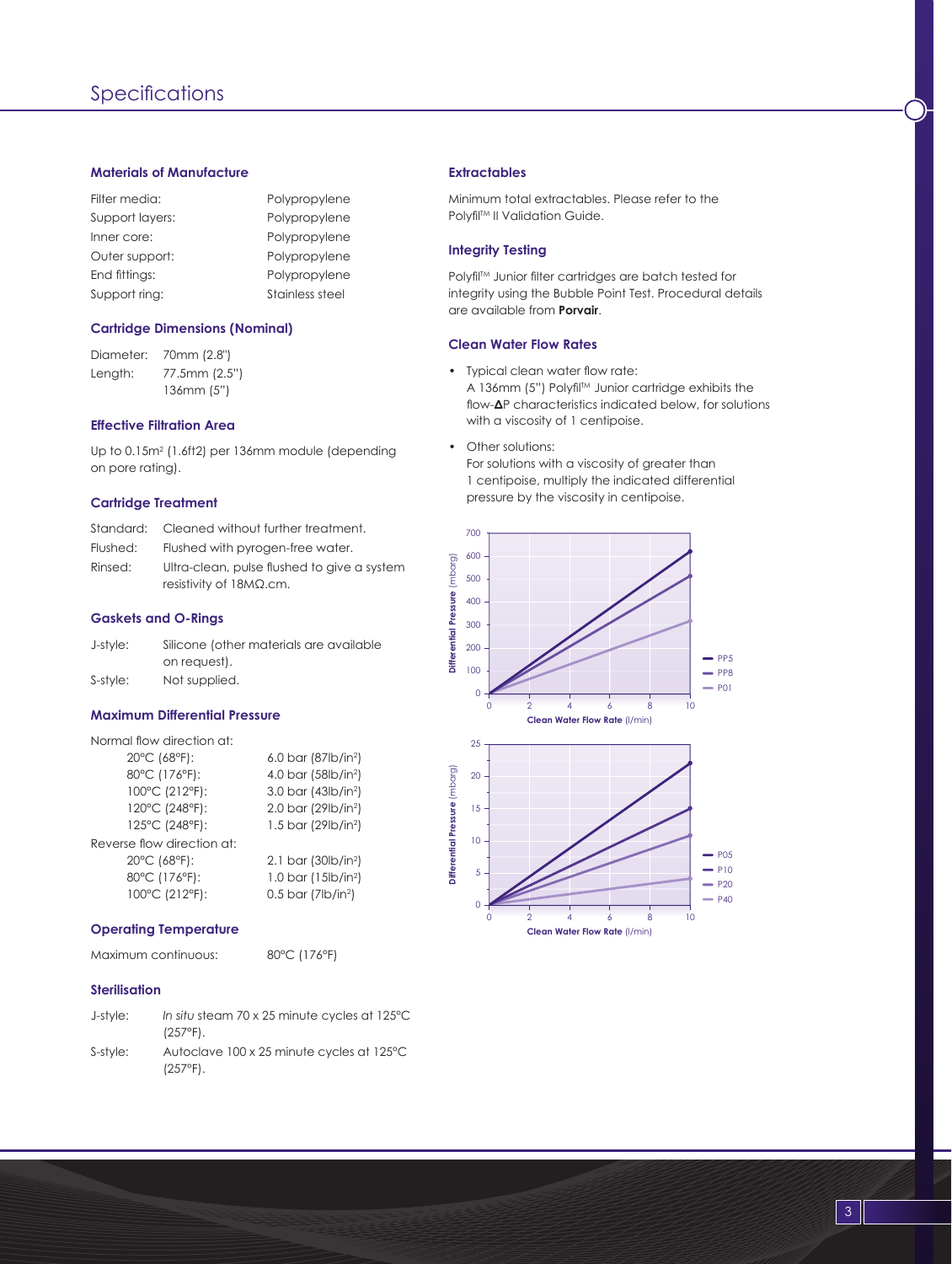# Specifications

### Materials of Manufacture

| | |
|---|---|
| Filter media: | Polypropylene |
| Support layers: | Polypropylene |
| Inner core: | Polypropylene |
| Outer support: | Polypropylene |
| End fittings: | Polypropylene |
| Support ring: | Stainless steel |

### Cartridge Dimensions (Nominal)

| | |
|---|---|
| Diameter: | 70mm (2.8") |
| Length: | 77.5mm (2.5") |
| | 136mm (5") |

### Effective Filtration Area

Up to 0.15m² (1.6ft2) per 136mm module (depending on pore rating).

### Cartridge Treatment

| | |
|---|---|
| Standard: | Cleaned without further treatment. |
| Flushed: | Flushed with pyrogen-free water. |
| Rinsed: | Ultra-clean, pulse flushed to give a system resistivity of 18MΩ.cm. |

### Gaskets and O-Rings

| | |
|---|---|
| J-style: | Silicone (other materials are available on request). |
| S-style: | Not supplied. |

### Maximum Differential Pressure

| | |
|---|---|
| **Normal flow direction at:** | |
| 20°C (68°F): | 6.0 bar (87lb/in²) |
| 80°C (176°F): | 4.0 bar (58lb/in²) |
| 100°C (212°F): | 3.0 bar (43lb/in²) |
| 120°C (248°F): | 2.0 bar (29lb/in²) |
| 125°C (248°F): | 1.5 bar (29lb/in²) |
| **Reverse flow direction at:** | |
| 20°C (68°F): | 2.1 bar (30lb/in²) |
| 80°C (176°F): | 1.0 bar (15lb/in²) |
| 100°C (212°F): | 0.5 bar (7lb/in²) |

### Operating Temperature

| | |
|---|---|
| Maximum continuous: | 80°C (176°F) |

### Sterilisation

| | |
|---|---|
| J-style: | *In situ* steam 70 x 25 minute cycles at 125°C (257°F). |
| S-style: | Autoclave 100 x 25 minute cycles at 125°C (257°F). |

### Extractables

Minimum total extractables. Please refer to the Polyfil™ II Validation Guide.

### Integrity Testing

Polyfil™ Junior filter cartridges are batch tested for integrity using the Bubble Point Test. Procedural details are available from **Porvair**.

### Clean Water Flow Rates

- Typical clean water flow rate:
  A 136mm (5") Polyfil™ Junior cartridge exhibits the flow-**Δ**P characteristics indicated below, for solutions with a viscosity of 1 centipoise.
- Other solutions:
  For solutions with a viscosity of greater than 1 centipoise, multiply the indicated differential pressure by the viscosity in centipoise.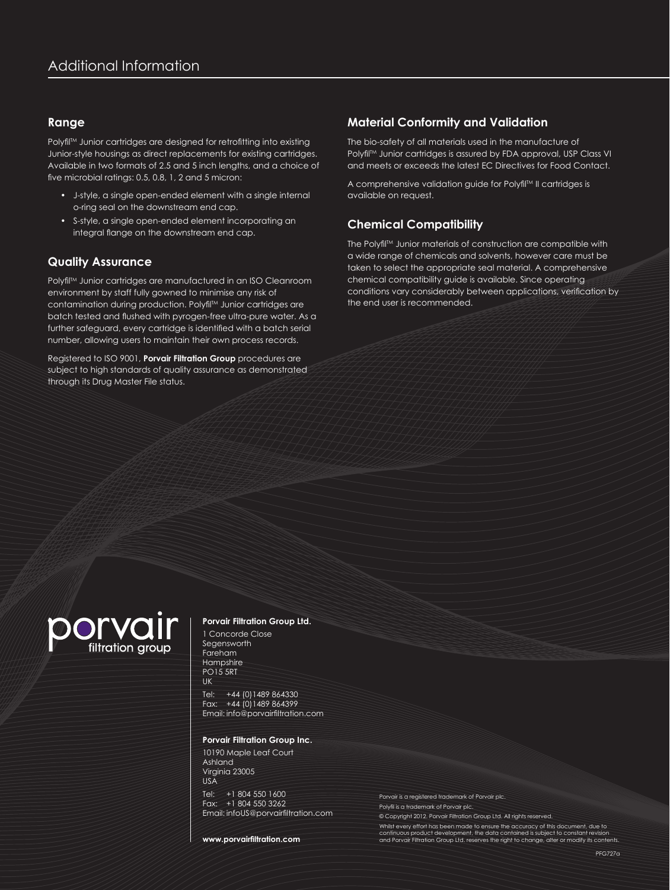# Additional Information

## Range

Polyfil™ Junior cartridges are designed for retrofitting into existing Junior-style housings as direct replacements for existing cartridges. Available in two formats of 2.5 and 5 inch lengths, and a choice of five microbial ratings: 0.5, 0.8, 1, 2 and 5 micron:

- J-style, a single open-ended element with a single internal o-ring seal on the downstream end cap.
- S-style, a single open-ended element incorporating an integral flange on the downstream end cap.

## Quality Assurance

Polyfil™ Junior cartridges are manufactured in an ISO Cleanroom environment by staff fully gowned to minimise any risk of contamination during production. Polyfil™ Junior cartridges are batch tested and flushed with pyrogen-free ultra-pure water. As a further safeguard, every cartridge is identified with a batch serial number, allowing users to maintain their own process records.

Registered to ISO 9001, **Porvair Filtration Group** procedures are subject to high standards of quality assurance as demonstrated through its Drug Master File status.

## Material Conformity and Validation

The bio-safety of all materials used in the manufacture of Polyfil™ Junior cartridges is assured by FDA approval, USP Class VI and meets or exceeds the latest EC Directives for Food Contact.

A comprehensive validation guide for Polyfil™ II cartridges is available on request.

## Chemical Compatibility

The Polyfil™ Junior materials of construction are compatible with a wide range of chemicals and solvents, however care must be taken to select the appropriate seal material. A comprehensive chemical compatibility guide is available. Since operating conditions vary considerably between applications, verification by the end user is recommended.

porvair filtration group

**Porvair Filtration Group Ltd.**
1 Concorde Close
Segensworth
Fareham
Hampshire
PO15 5RT
UK
Tel: +44 (0)1489 864330
Fax: +44 (0)1489 864399
Email: info@porvairfiltration.com

**Porvair Filtration Group Inc.**
10190 Maple Leaf Court
Ashland
Virginia 23005
USA
Tel: +1 804 550 1600
Fax: +1 804 550 3262
Email: infoUS@porvairfiltration.com

**www.porvairfiltration.com**

Porvair is a registered trademark of Porvair plc.
Polyfil is a trademark of Porvair plc.
© Copyright 2012. Porvair Filtration Group Ltd. All rights reserved.
Whilst every effort has been made to ensure the accuracy of this document, due to continuous product development, the data contained is subject to constant revision and Porvair Filtration Group Ltd. reserves the right to change, alter or modify its contents.

PFG727a